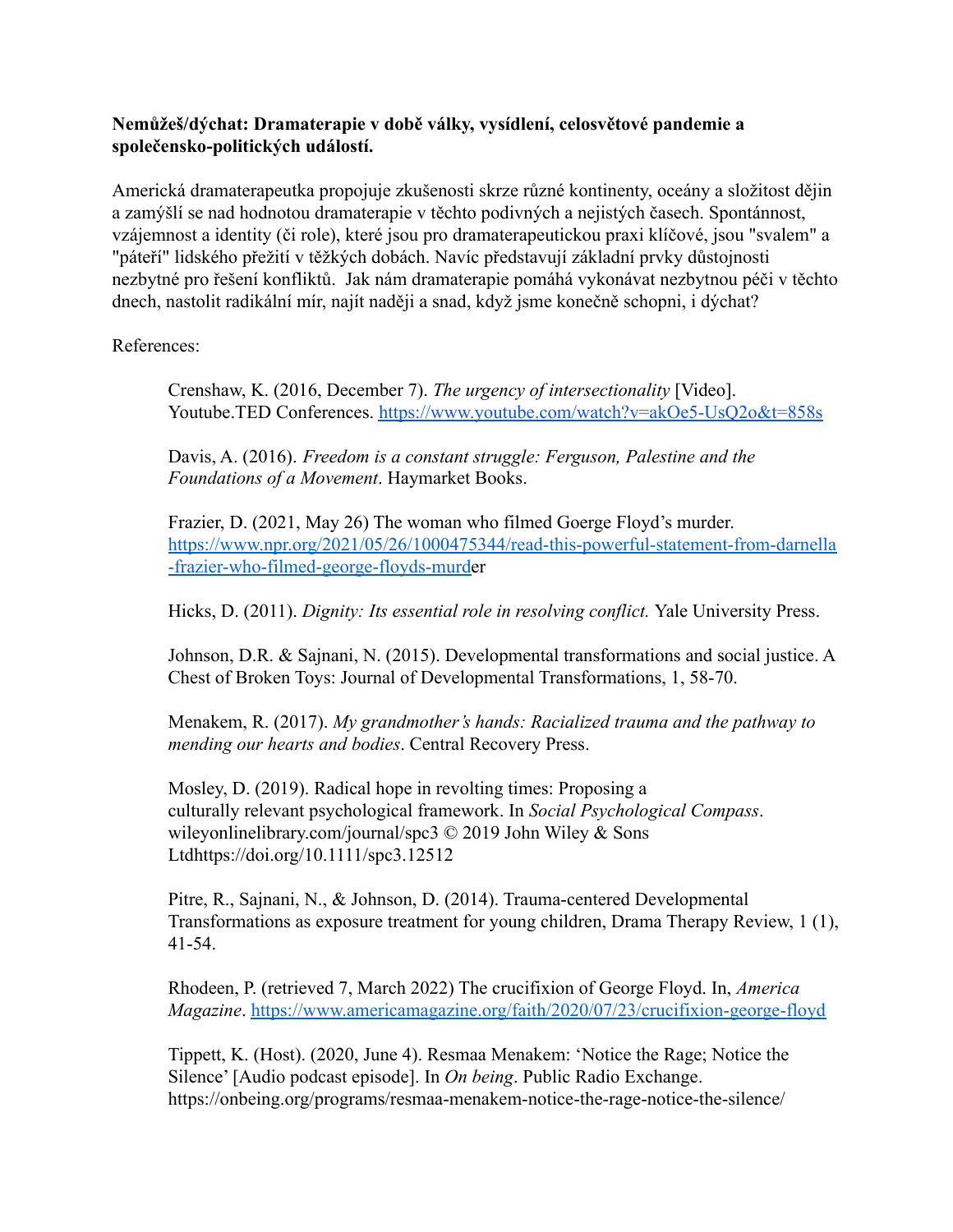**Nemůžeš/dýchat: Dramaterapie v době války, vysídlení, celosvětové pandemie a společensko-politických událostí.**

Americká dramaterapeutka propojuje zkušenosti skrze různé kontinenty, oceány a složitost dějin a zamýšlí se nad hodnotou dramaterapie v těchto podivných a nejistých časech. Spontánnost, vzájemnost a identity (či role), které jsou pro dramaterapeutickou praxi klíčové, jsou "svalem" a "páteří" lidského přežití v těžkých dobách. Navíc představují základní prvky důstojnosti nezbytné pro řešení konfliktů. Jak nám dramaterapie pomáhá vykonávat nezbytnou péči v těchto dnech, nastolit radikální mír, najít naději a snad, když jsme konečně schopni, i dýchat?

References:

Crenshaw, K. (2016, December 7). *The urgency of intersectionality* [Video]. Youtube.TED Conferences. https://www.youtube.com/watch?v=akOe5-UsQ2o&t=858s

Davis, A. (2016). *Freedom is a constant struggle: Ferguson, Palestine and the Foundations of a Movement*. Haymarket Books.

Frazier, D. (2021, May 26) The woman who filmed Goerge Floyd's murder. https://www.npr.org/2021/05/26/1000475344/read-this-powerful-statement-from-darnella-frazier-who-filmed-george-floyds-murder

Hicks, D. (2011). *Dignity: Its essential role in resolving conflict.* Yale University Press.

Johnson, D.R. & Sajnani, N. (2015). Developmental transformations and social justice. A Chest of Broken Toys: Journal of Developmental Transformations, 1, 58-70.

Menakem, R. (2017). *My grandmother's hands: Racialized trauma and the pathway to mending our hearts and bodies*. Central Recovery Press.

Mosley, D. (2019). Radical hope in revolting times: Proposing a culturally relevant psychological framework. In *Social Psychological Compass*. wileyonlinelibrary.com/journal/spc3 © 2019 John Wiley & Sons Ltdhttps://doi.org/10.1111/spc3.12512

Pitre, R., Sajnani, N., & Johnson, D. (2014). Trauma-centered Developmental Transformations as exposure treatment for young children, Drama Therapy Review, 1 (1), 41-54.

Rhodeen, P. (retrieved 7, March 2022) The crucifixion of George Floyd. In, *America Magazine*. https://www.americamagazine.org/faith/2020/07/23/crucifixion-george-floyd

Tippett, K. (Host). (2020, June 4). Resmaa Menakem: 'Notice the Rage; Notice the Silence' [Audio podcast episode]. In *On being*. Public Radio Exchange. https://onbeing.org/programs/resmaa-menakem-notice-the-rage-notice-the-silence/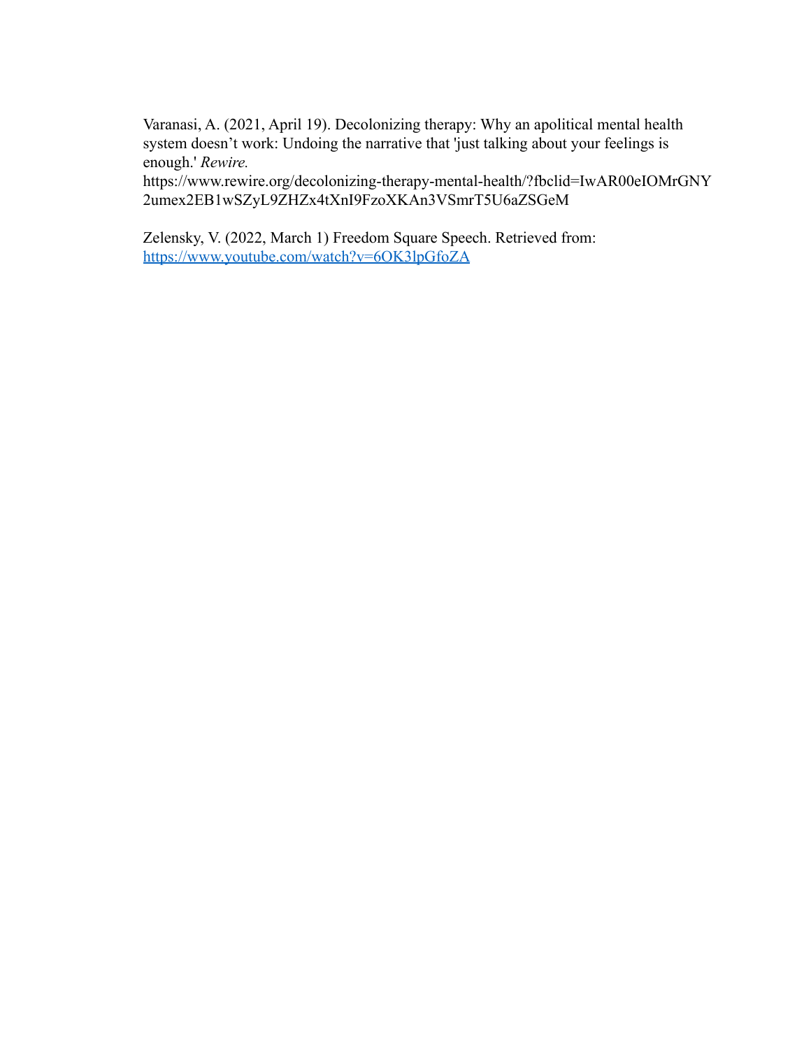Varanasi, A. (2021, April 19). Decolonizing therapy: Why an apolitical mental health system doesn't work: Undoing the narrative that 'just talking about your feelings is enough.' *Rewire.* https://www.rewire.org/decolonizing-therapy-mental-health/?fbclid=IwAR00eIOMrGNY2umex2EB1wSZyL9ZHZx4tXnI9FzoXKAn3VSmrT5U6aZSGeM

Zelensky, V. (2022, March 1) Freedom Square Speech. Retrieved from: https://www.youtube.com/watch?v=6OK3lpGfoZA